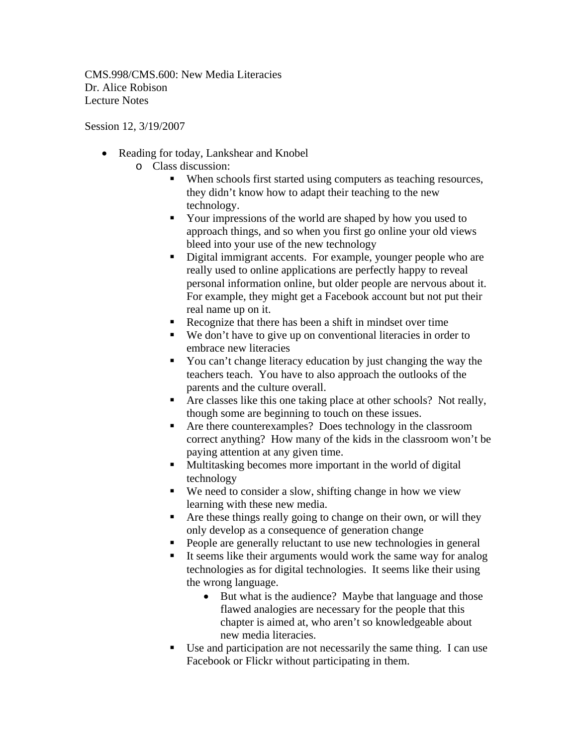CMS.998/CMS.600: New Media Literacies
Dr. Alice Robison
Lecture Notes

Session 12, 3/19/2007

- Reading for today, Lankshear and Knobel
  - Class discussion:
    - When schools first started using computers as teaching resources, they didn't know how to adapt their teaching to the new technology.
    - Your impressions of the world are shaped by how you used to approach things, and so when you first go online your old views bleed into your use of the new technology
    - Digital immigrant accents. For example, younger people who are really used to online applications are perfectly happy to reveal personal information online, but older people are nervous about it. For example, they might get a Facebook account but not put their real name up on it.
    - Recognize that there has been a shift in mindset over time
    - We don't have to give up on conventional literacies in order to embrace new literacies
    - You can't change literacy education by just changing the way the teachers teach. You have to also approach the outlooks of the parents and the culture overall.
    - Are classes like this one taking place at other schools? Not really, though some are beginning to touch on these issues.
    - Are there counterexamples? Does technology in the classroom correct anything? How many of the kids in the classroom won't be paying attention at any given time.
    - Multitasking becomes more important in the world of digital technology
    - We need to consider a slow, shifting change in how we view learning with these new media.
    - Are these things really going to change on their own, or will they only develop as a consequence of generation change
    - People are generally reluctant to use new technologies in general
    - It seems like their arguments would work the same way for analog technologies as for digital technologies. It seems like their using the wrong language.
      - But what is the audience? Maybe that language and those flawed analogies are necessary for the people that this chapter is aimed at, who aren't so knowledgeable about new media literacies.
    - Use and participation are not necessarily the same thing. I can use Facebook or Flickr without participating in them.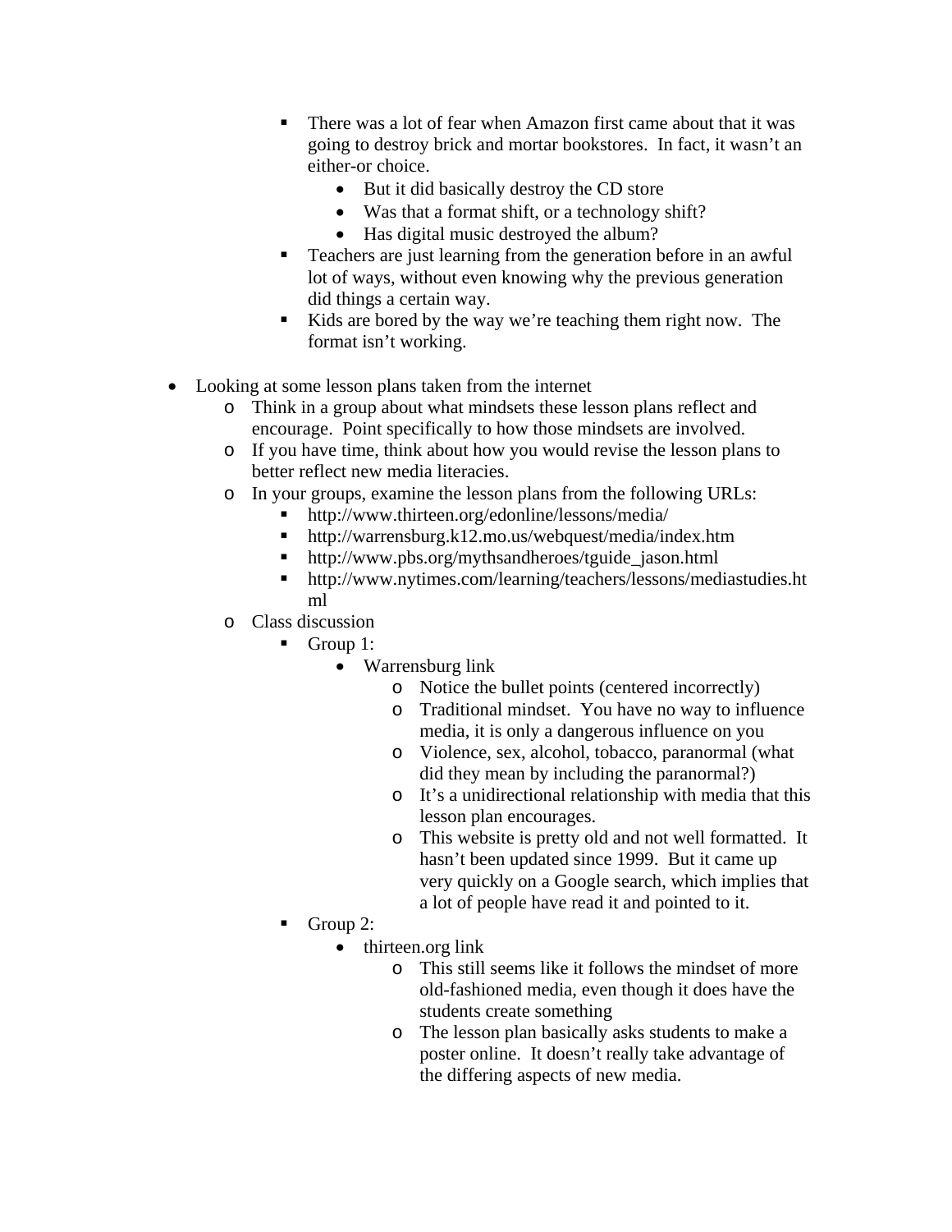- There was a lot of fear when Amazon first came about that it was going to destroy brick and mortar bookstores.  In fact, it wasn't an either-or choice.
        - But it did basically destroy the CD store
        - Was that a format shift, or a technology shift?
        - Has digital music destroyed the album?
      - Teachers are just learning from the generation before in an awful lot of ways, without even knowing why the previous generation did things a certain way.
      - Kids are bored by the way we're teaching them right now.  The format isn't working.

- Looking at some lesson plans taken from the internet
  - Think in a group about what mindsets these lesson plans reflect and encourage.  Point specifically to how those mindsets are involved.
  - If you have time, think about how you would revise the lesson plans to better reflect new media literacies.
  - In your groups, examine the lesson plans from the following URLs:
    - http://www.thirteen.org/edonline/lessons/media/
    - http://warrensburg.k12.mo.us/webquest/media/index.htm
    - http://www.pbs.org/mythsandheroes/tguide_jason.html
    - http://www.nytimes.com/learning/teachers/lessons/mediastudies.html
  - Class discussion
    - Group 1:
      - Warrensburg link
        - Notice the bullet points (centered incorrectly)
        - Traditional mindset.  You have no way to influence media, it is only a dangerous influence on you
        - Violence, sex, alcohol, tobacco, paranormal (what did they mean by including the paranormal?)
        - It's a unidirectional relationship with media that this lesson plan encourages.
        - This website is pretty old and not well formatted.  It hasn't been updated since 1999.  But it came up very quickly on a Google search, which implies that a lot of people have read it and pointed to it.
    - Group 2:
      - thirteen.org link
        - This still seems like it follows the mindset of more old-fashioned media, even though it does have the students create something
        - The lesson plan basically asks students to make a poster online.  It doesn't really take advantage of the differing aspects of new media.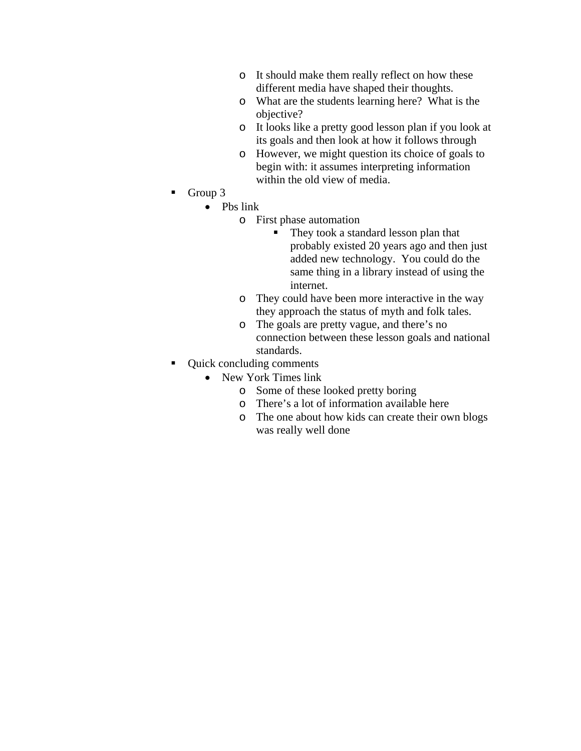- It should make them really reflect on how these different media have shaped their thoughts.
      - What are the students learning here? What is the objective?
      - It looks like a pretty good lesson plan if you look at its goals and then look at how it follows through
      - However, we might question its choice of goals to begin with: it assumes interpreting information within the old view of media.
  - Group 3
    - Pbs link
      - First phase automation
        - They took a standard lesson plan that probably existed 20 years ago and then just added new technology. You could do the same thing in a library instead of using the internet.
      - They could have been more interactive in the way they approach the status of myth and folk tales.
      - The goals are pretty vague, and there's no connection between these lesson goals and national standards.
  - Quick concluding comments
    - New York Times link
      - Some of these looked pretty boring
      - There's a lot of information available here
      - The one about how kids can create their own blogs was really well done